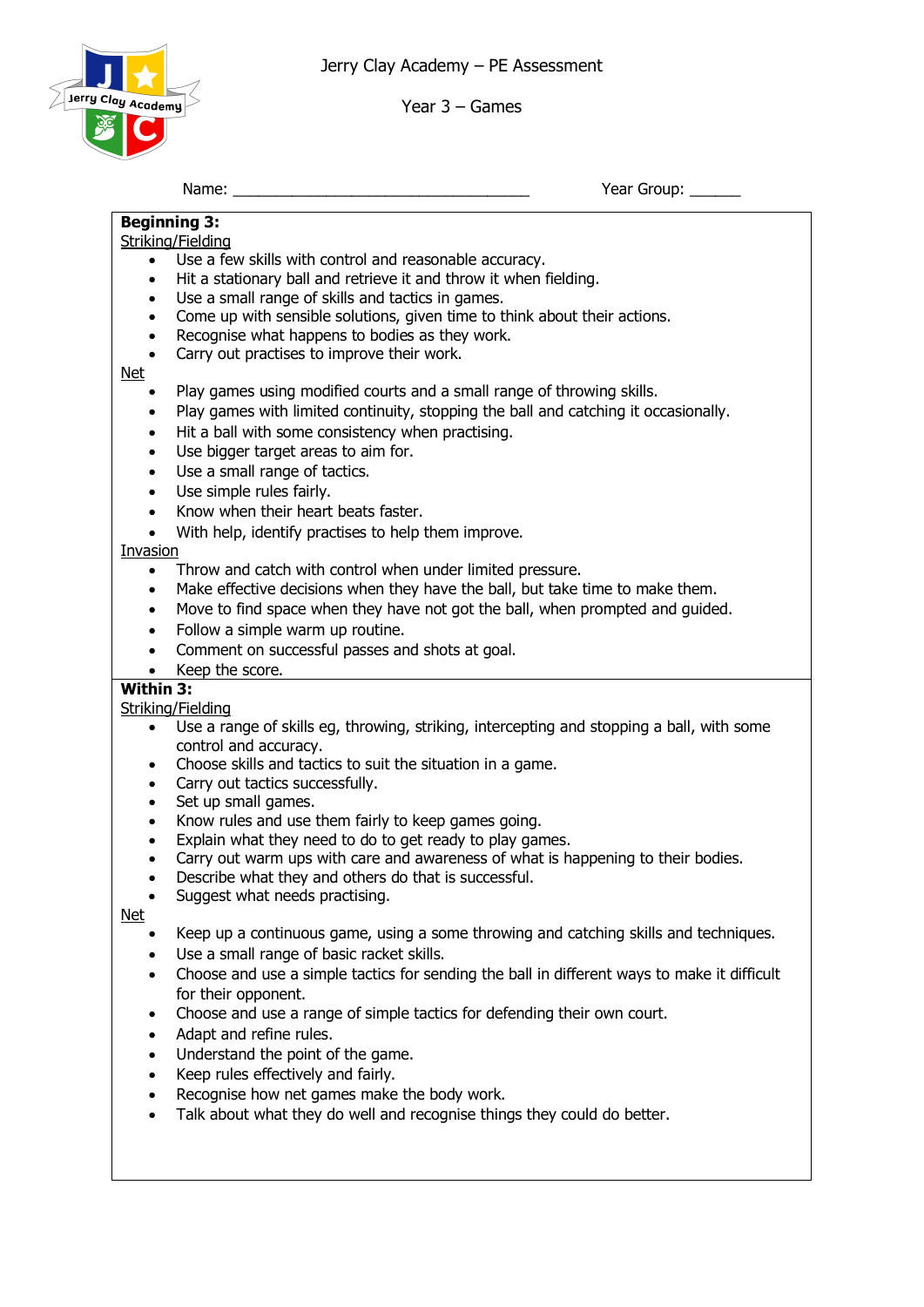Jerry Clay Academy – PE Assessment

Year 3 – Games

Name: ___________________________________ Year Group: ______

**Beginning 3:**

Striking/Fielding

- Use a few skills with control and reasonable accuracy.
- Hit a stationary ball and retrieve it and throw it when fielding.
- Use a small range of skills and tactics in games.
- Come up with sensible solutions, given time to think about their actions.
- Recognise what happens to bodies as they work.
- Carry out practises to improve their work.

Net

- Play games using modified courts and a small range of throwing skills.
- Play games with limited continuity, stopping the ball and catching it occasionally.
- Hit a ball with some consistency when practising.
- Use bigger target areas to aim for.
- Use a small range of tactics.
- Use simple rules fairly.
- Know when their heart beats faster.
- With help, identify practises to help them improve.

Invasion

- Throw and catch with control when under limited pressure.
- Make effective decisions when they have the ball, but take time to make them.
- Move to find space when they have not got the ball, when prompted and guided.
- Follow a simple warm up routine.
- Comment on successful passes and shots at goal.
- Keep the score.

**Within 3:**

Striking/Fielding

- Use a range of skills eg, throwing, striking, intercepting and stopping a ball, with some control and accuracy.
- Choose skills and tactics to suit the situation in a game.
- Carry out tactics successfully.
- Set up small games.
- Know rules and use them fairly to keep games going.
- Explain what they need to do to get ready to play games.
- Carry out warm ups with care and awareness of what is happening to their bodies.
- Describe what they and others do that is successful.
- Suggest what needs practising.

Net

- Keep up a continuous game, using a some throwing and catching skills and techniques.
- Use a small range of basic racket skills.
- Choose and use a simple tactics for sending the ball in different ways to make it difficult for their opponent.
- Choose and use a range of simple tactics for defending their own court.
- Adapt and refine rules.
- Understand the point of the game.
- Keep rules effectively and fairly.
- Recognise how net games make the body work.
- Talk about what they do well and recognise things they could do better.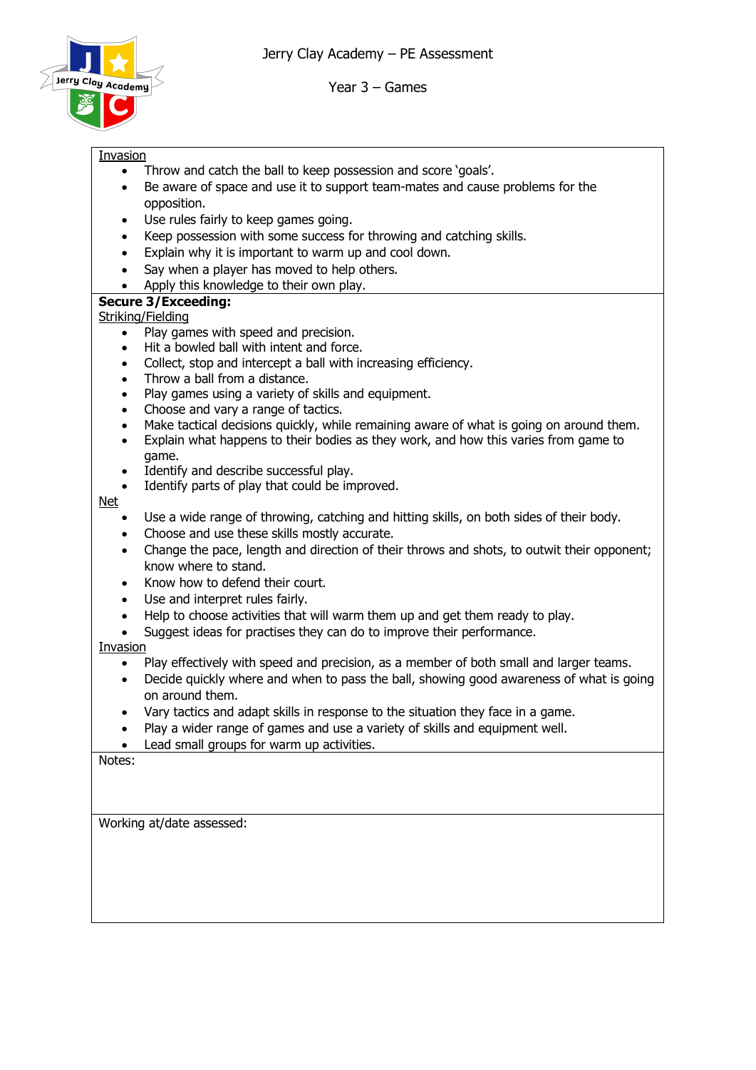Jerry Clay Academy – PE Assessment

Year 3 – Games

Invasion

- Throw and catch the ball to keep possession and score 'goals'.
- Be aware of space and use it to support team-mates and cause problems for the opposition.
- Use rules fairly to keep games going.
- Keep possession with some success for throwing and catching skills.
- Explain why it is important to warm up and cool down.
- Say when a player has moved to help others.
- Apply this knowledge to their own play.

**Secure 3/Exceeding:**

Striking/Fielding

- Play games with speed and precision.
- Hit a bowled ball with intent and force.
- Collect, stop and intercept a ball with increasing efficiency.
- Throw a ball from a distance.
- Play games using a variety of skills and equipment.
- Choose and vary a range of tactics.
- Make tactical decisions quickly, while remaining aware of what is going on around them.
- Explain what happens to their bodies as they work, and how this varies from game to game.
- Identify and describe successful play.
- Identify parts of play that could be improved.

Net

- Use a wide range of throwing, catching and hitting skills, on both sides of their body.
- Choose and use these skills mostly accurate.
- Change the pace, length and direction of their throws and shots, to outwit their opponent; know where to stand.
- Know how to defend their court.
- Use and interpret rules fairly.
- Help to choose activities that will warm them up and get them ready to play.
- Suggest ideas for practises they can do to improve their performance.

Invasion

- Play effectively with speed and precision, as a member of both small and larger teams.
- Decide quickly where and when to pass the ball, showing good awareness of what is going on around them.
- Vary tactics and adapt skills in response to the situation they face in a game.
- Play a wider range of games and use a variety of skills and equipment well.
- Lead small groups for warm up activities.

Notes:

Working at/date assessed: